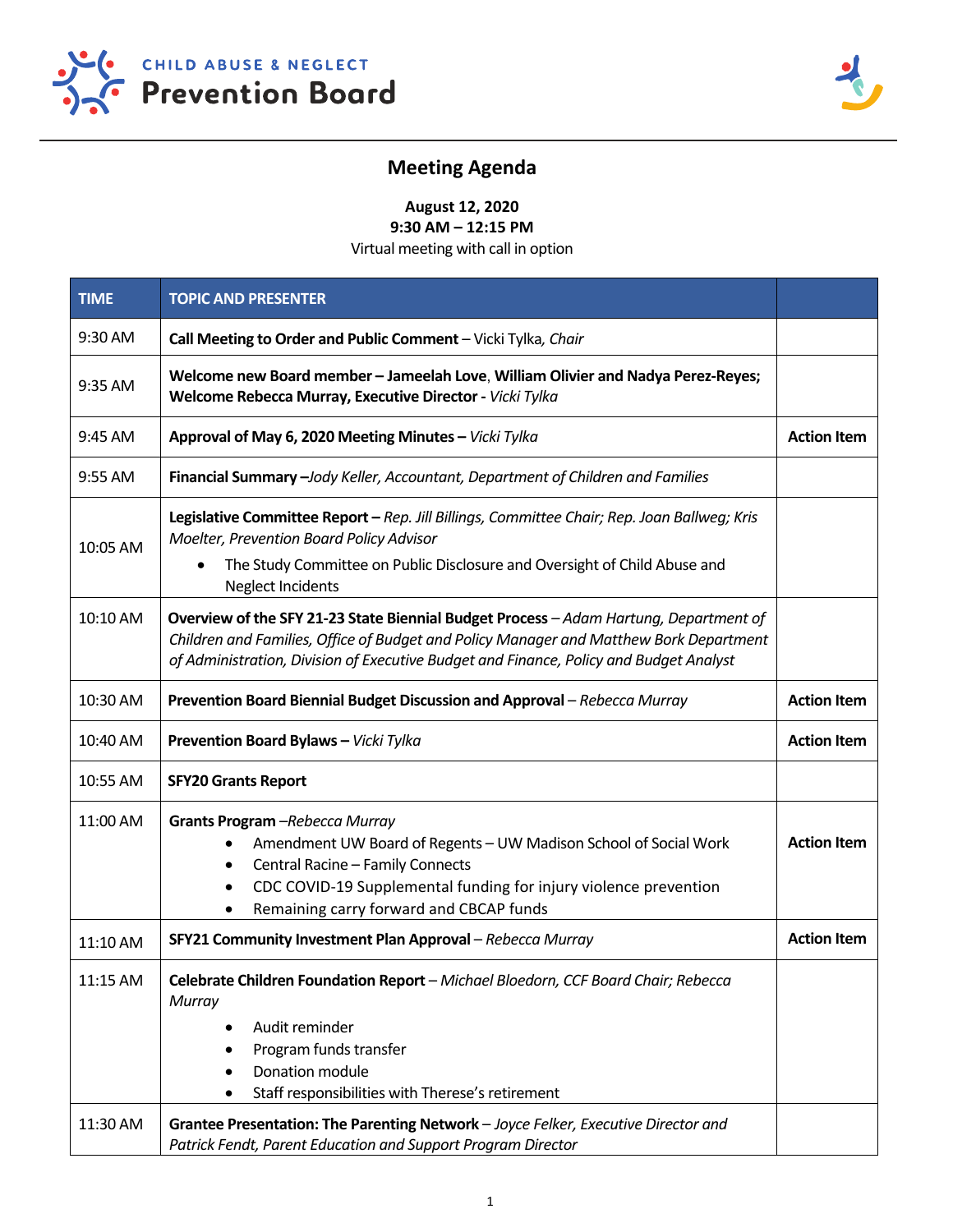CHILD ABUSE & NEGLECT
**Prevention Board**

# Meeting Agenda

**August 12, 2020**
**9:30 AM – 12:15 PM**
Virtual meeting with call in option

| TIME | TOPIC AND PRESENTER | |
|---|---|---|
| 9:30 AM | **Call Meeting to Order and Public Comment** – Vicki Tylka*, Chair* | |
| 9:35 AM | **Welcome new Board member – Jameelah Love**, **William Olivier and Nadya Perez-Reyes; Welcome Rebecca Murray, Executive Director -** *Vicki Tylka* | |
| 9:45 AM | **Approval of May 6, 2020 Meeting Minutes –** *Vicki Tylka* | **Action Item** |
| 9:55 AM | **Financial Summary –***Jody Keller, Accountant, Department of Children and Families* | |
| 10:05 AM | **Legislative Committee Report –** *Rep. Jill Billings, Committee Chair; Rep. Joan Ballweg; Kris Moelter, Prevention Board Policy Advisor*<br>• The Study Committee on Public Disclosure and Oversight of Child Abuse and Neglect Incidents | |
| 10:10 AM | **Overview of the SFY 21-23 State Biennial Budget Process** – *Adam Hartung, Department of Children and Families, Office of Budget and Policy Manager and Matthew Bork Department of Administration, Division of Executive Budget and Finance, Policy and Budget Analyst* | |
| 10:30 AM | **Prevention Board Biennial Budget Discussion and Approval** – *Rebecca Murray* | **Action Item** |
| 10:40 AM | **Prevention Board Bylaws –** *Vicki Tylka* | **Action Item** |
| 10:55 AM | **SFY20 Grants Report** | |
| 11:00 AM | **Grants Program** –*Rebecca Murray*<br>• Amendment UW Board of Regents – UW Madison School of Social Work<br>• Central Racine – Family Connects<br>• CDC COVID-19 Supplemental funding for injury violence prevention<br>• Remaining carry forward and CBCAP funds | **Action Item** |
| 11:10 AM | **SFY21 Community Investment Plan Approval** – *Rebecca Murray* | **Action Item** |
| 11:15 AM | **Celebrate Children Foundation Report** – *Michael Bloedorn, CCF Board Chair; Rebecca Murray*<br>• Audit reminder<br>• Program funds transfer<br>• Donation module<br>• Staff responsibilities with Therese's retirement | |
| 11:30 AM | **Grantee Presentation: The Parenting Network** – *Joyce Felker, Executive Director and Patrick Fendt, Parent Education and Support Program Director* | |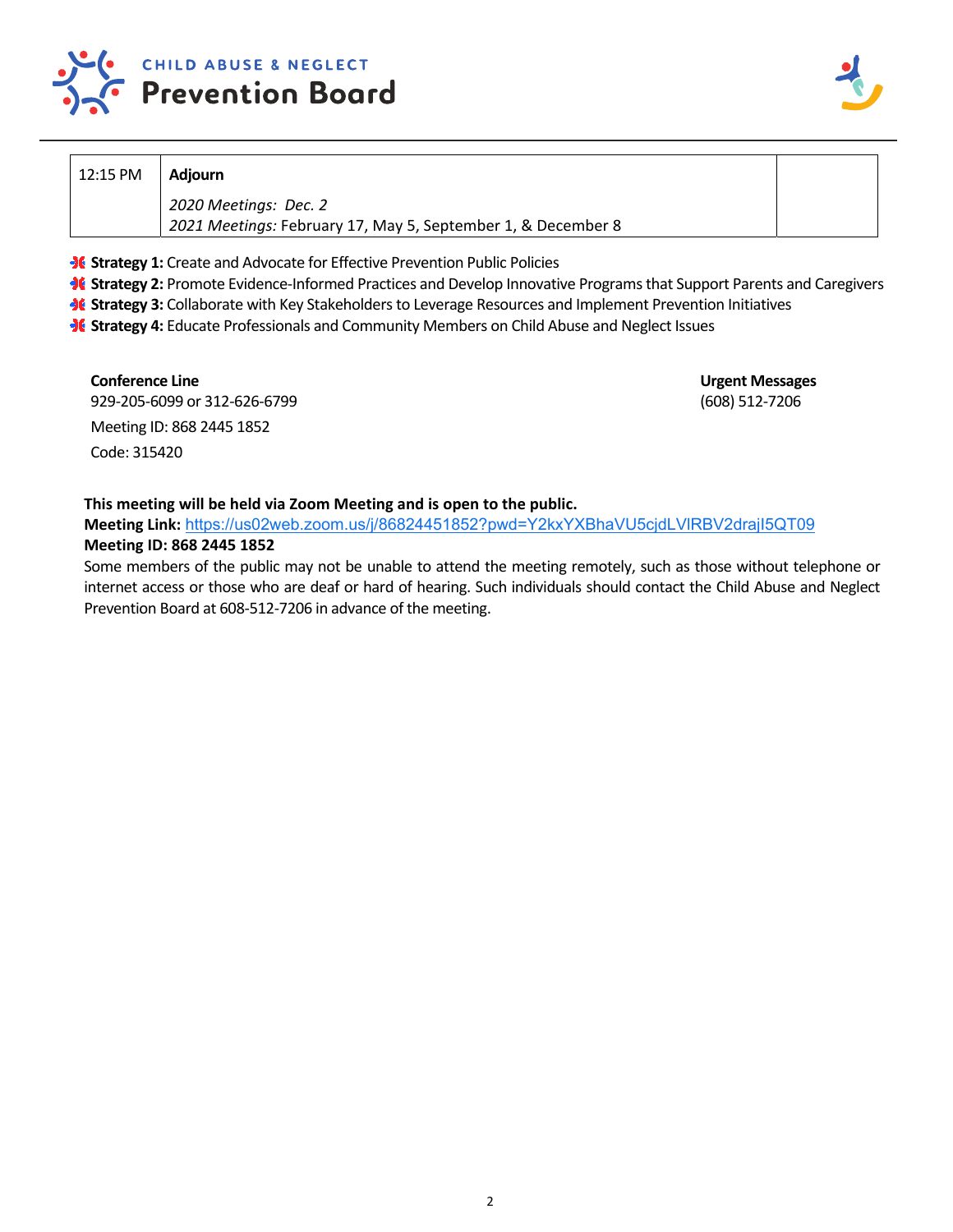| | | |
|---|---|---|
| 12:15 PM | **Adjourn**<br>*2020 Meetings: Dec. 2*<br>*2021 Meetings:* February 17, May 5, September 1, & December 8 | |

- **Strategy 1:** Create and Advocate for Effective Prevention Public Policies
- **Strategy 2:** Promote Evidence-Informed Practices and Develop Innovative Programs that Support Parents and Caregivers
- **Strategy 3:** Collaborate with Key Stakeholders to Leverage Resources and Implement Prevention Initiatives
- **Strategy 4:** Educate Professionals and Community Members on Child Abuse and Neglect Issues

**Conference Line**
929-205-6099 or 312-626-6799
Meeting ID: 868 2445 1852
Code: 315420

**Urgent Messages**
(608) 512-7206

**This meeting will be held via Zoom Meeting and is open to the public.**
**Meeting Link:** https://us02web.zoom.us/j/86824451852?pwd=Y2kxYXBhaVU5cjdLVlRBV2drajI5QT09
**Meeting ID: 868 2445 1852**
Some members of the public may not be unable to attend the meeting remotely, such as those without telephone or internet access or those who are deaf or hard of hearing. Such individuals should contact the Child Abuse and Neglect Prevention Board at 608-512-7206 in advance of the meeting.